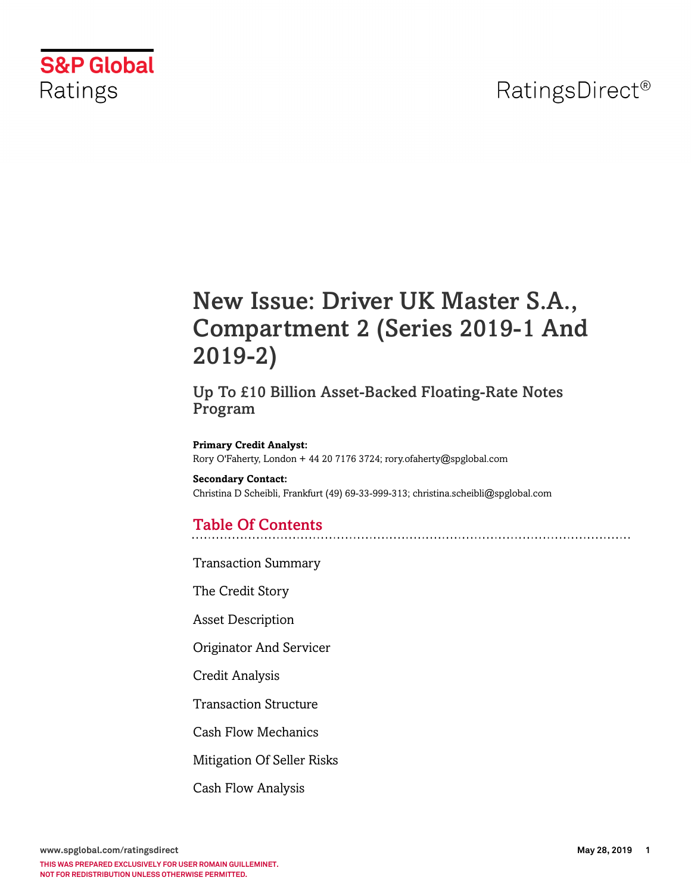S&P Global Ratings

RatingsDirect®

# New Issue: Driver UK Master S.A., Compartment 2 (Series 2019-1 And 2019-2)

## Up To £10 Billion Asset-Backed Floating-Rate Notes Program

**Primary Credit Analyst:**
Rory O'Faherty, London + 44 20 7176 3724; rory.ofaherty@spglobal.com

**Secondary Contact:**
Christina D Scheibli, Frankfurt (49) 69-33-999-313; christina.scheibli@spglobal.com

## Table Of Contents

Transaction Summary

The Credit Story

Asset Description

Originator And Servicer

Credit Analysis

Transaction Structure

Cash Flow Mechanics

Mitigation Of Seller Risks

Cash Flow Analysis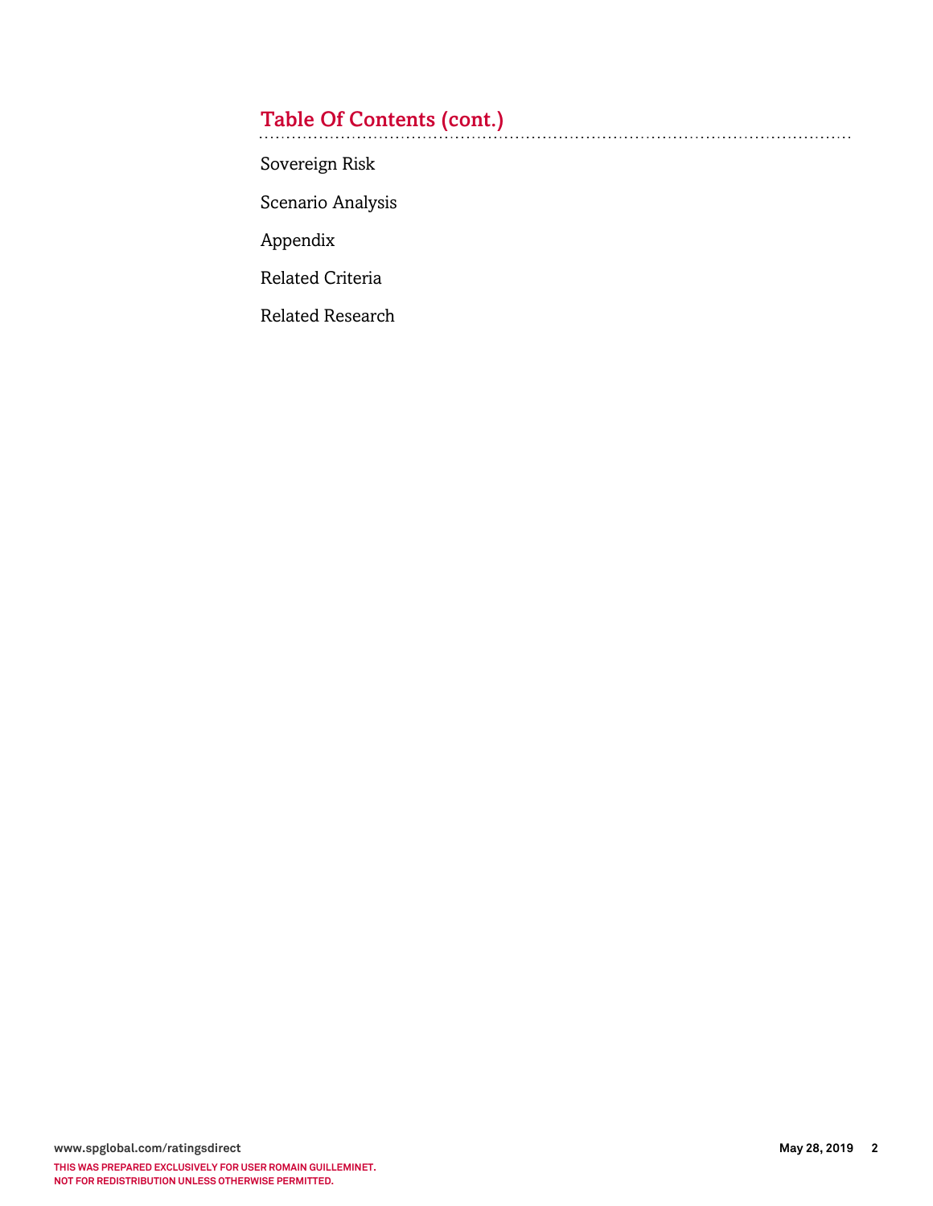## Table Of Contents (cont.)

Sovereign Risk

Scenario Analysis

Appendix

Related Criteria

Related Research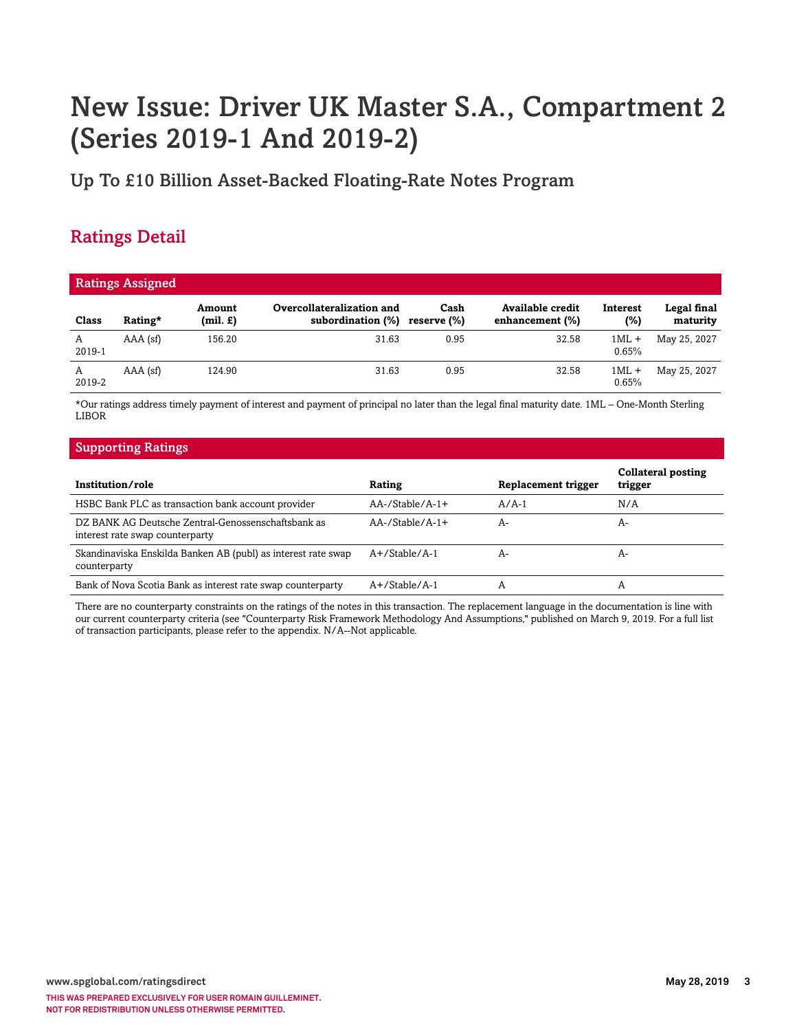# New Issue: Driver UK Master S.A., Compartment 2 (Series 2019-1 And 2019-2)

## Up To £10 Billion Asset-Backed Floating-Rate Notes Program

## Ratings Detail

### Ratings Assigned

| Class | Rating* | Amount (mil. £) | Overcollateralization and subordination (%) | Cash reserve (%) | Available credit enhancement (%) | Interest (%) | Legal final maturity |
|---|---|---|---|---|---|---|---|
| A 2019-1 | AAA (sf) | 156.20 | 31.63 | 0.95 | 32.58 | 1ML + 0.65% | May 25, 2027 |
| A 2019-2 | AAA (sf) | 124.90 | 31.63 | 0.95 | 32.58 | 1ML + 0.65% | May 25, 2027 |

*Our ratings address timely payment of interest and payment of principal no later than the legal final maturity date. 1ML – One-Month Sterling LIBOR

### Supporting Ratings

| Institution/role | Rating | Replacement trigger | Collateral posting trigger |
|---|---|---|---|
| HSBC Bank PLC as transaction bank account provider | AA-/Stable/A-1+ | A/A-1 | N/A |
| DZ BANK AG Deutsche Zentral-Genossenschaftsbank as interest rate swap counterparty | AA-/Stable/A-1+ | A- | A- |
| Skandinaviska Enskilda Banken AB (publ) as interest rate swap counterparty | A+/Stable/A-1 | A- | A- |
| Bank of Nova Scotia Bank as interest rate swap counterparty | A+/Stable/A-1 | A | A |

There are no counterparty constraints on the ratings of the notes in this transaction. The replacement language in the documentation is line with our current counterparty criteria (see "Counterparty Risk Framework Methodology And Assumptions," published on March 9, 2019. For a full list of transaction participants, please refer to the appendix. N/A--Not applicable.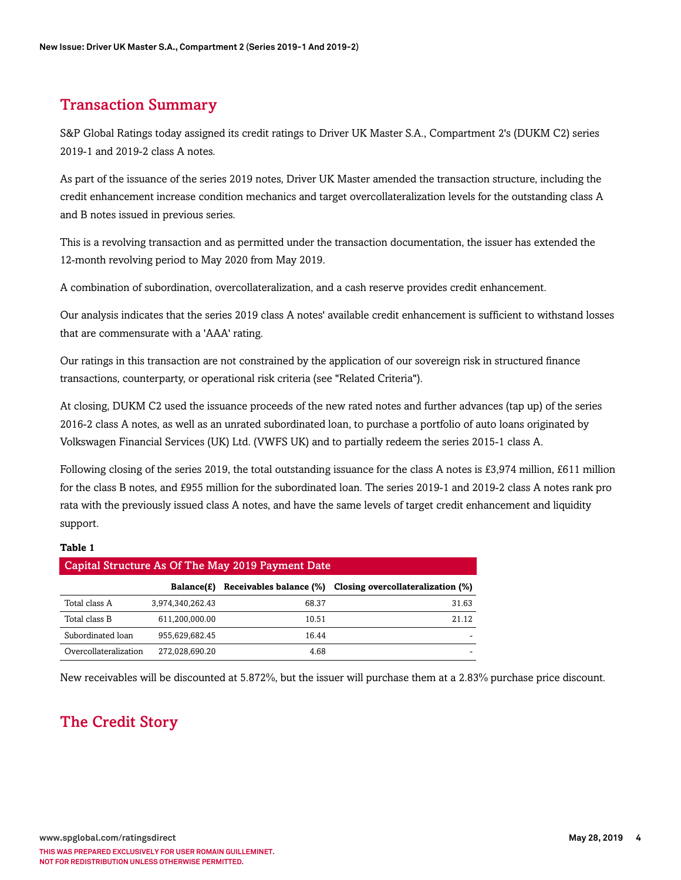## Transaction Summary

S&P Global Ratings today assigned its credit ratings to Driver UK Master S.A., Compartment 2's (DUKM C2) series 2019-1 and 2019-2 class A notes.

As part of the issuance of the series 2019 notes, Driver UK Master amended the transaction structure, including the credit enhancement increase condition mechanics and target overcollateralization levels for the outstanding class A and B notes issued in previous series.

This is a revolving transaction and as permitted under the transaction documentation, the issuer has extended the 12-month revolving period to May 2020 from May 2019.

A combination of subordination, overcollateralization, and a cash reserve provides credit enhancement.

Our analysis indicates that the series 2019 class A notes' available credit enhancement is sufficient to withstand losses that are commensurate with a 'AAA' rating.

Our ratings in this transaction are not constrained by the application of our sovereign risk in structured finance transactions, counterparty, or operational risk criteria (see "Related Criteria").

At closing, DUKM C2 used the issuance proceeds of the new rated notes and further advances (tap up) of the series 2016-2 class A notes, as well as an unrated subordinated loan, to purchase a portfolio of auto loans originated by Volkswagen Financial Services (UK) Ltd. (VWFS UK) and to partially redeem the series 2015-1 class A.

Following closing of the series 2019, the total outstanding issuance for the class A notes is £3,974 million, £611 million for the class B notes, and £955 million for the subordinated loan. The series 2019-1 and 2019-2 class A notes rank pro rata with the previously issued class A notes, and have the same levels of target credit enhancement and liquidity support.

**Table 1**

**Capital Structure As Of The May 2019 Payment Date**

| | Balance(£) | Receivables balance (%) | Closing overcollateralization (%) |
|---|---|---|---|
| Total class A | 3,974,340,262.43 | 68.37 | 31.63 |
| Total class B | 611,200,000.00 | 10.51 | 21.12 |
| Subordinated loan | 955,629,682.45 | 16.44 | - |
| Overcollateralization | 272,028,690.20 | 4.68 | - |

New receivables will be discounted at 5.872%, but the issuer will purchase them at a 2.83% purchase price discount.

## The Credit Story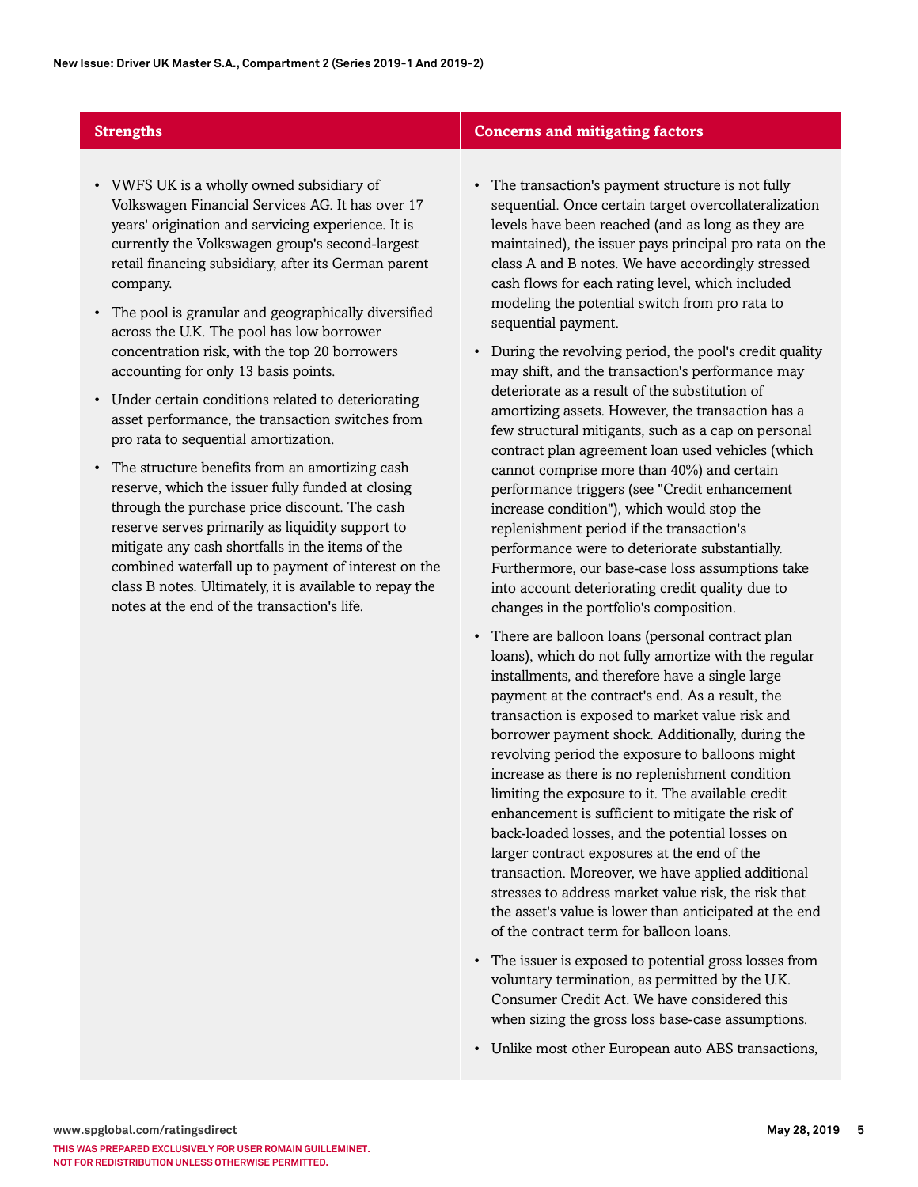| Strengths | Concerns and mitigating factors |
| --- | --- |
| • VWFS UK is a wholly owned subsidiary of Volkswagen Financial Services AG. It has over 17 years' origination and servicing experience. It is currently the Volkswagen group's second-largest retail financing subsidiary, after its German parent company.<br>• The pool is granular and geographically diversified across the U.K. The pool has low borrower concentration risk, with the top 20 borrowers accounting for only 13 basis points.<br>• Under certain conditions related to deteriorating asset performance, the transaction switches from pro rata to sequential amortization.<br>• The structure benefits from an amortizing cash reserve, which the issuer fully funded at closing through the purchase price discount. The cash reserve serves primarily as liquidity support to mitigate any cash shortfalls in the items of the combined waterfall up to payment of interest on the class B notes. Ultimately, it is available to repay the notes at the end of the transaction's life. | • The transaction's payment structure is not fully sequential. Once certain target overcollateralization levels have been reached (and as long as they are maintained), the issuer pays principal pro rata on the class A and B notes. We have accordingly stressed cash flows for each rating level, which included modeling the potential switch from pro rata to sequential payment.<br>• During the revolving period, the pool's credit quality may shift, and the transaction's performance may deteriorate as a result of the substitution of amortizing assets. However, the transaction has a few structural mitigants, such as a cap on personal contract plan agreement loan used vehicles (which cannot comprise more than 40%) and certain performance triggers (see "Credit enhancement increase condition"), which would stop the replenishment period if the transaction's performance were to deteriorate substantially. Furthermore, our base-case loss assumptions take into account deteriorating credit quality due to changes in the portfolio's composition.<br>• There are balloon loans (personal contract plan loans), which do not fully amortize with the regular installments, and therefore have a single large payment at the contract's end. As a result, the transaction is exposed to market value risk and borrower payment shock. Additionally, during the revolving period the exposure to balloons might increase as there is no replenishment condition limiting the exposure to it. The available credit enhancement is sufficient to mitigate the risk of back-loaded losses, and the potential losses on larger contract exposures at the end of the transaction. Moreover, we have applied additional stresses to address market value risk, the risk that the asset's value is lower than anticipated at the end of the contract term for balloon loans.<br>• The issuer is exposed to potential gross losses from voluntary termination, as permitted by the U.K. Consumer Credit Act. We have considered this when sizing the gross loss base-case assumptions.<br>• Unlike most other European auto ABS transactions, |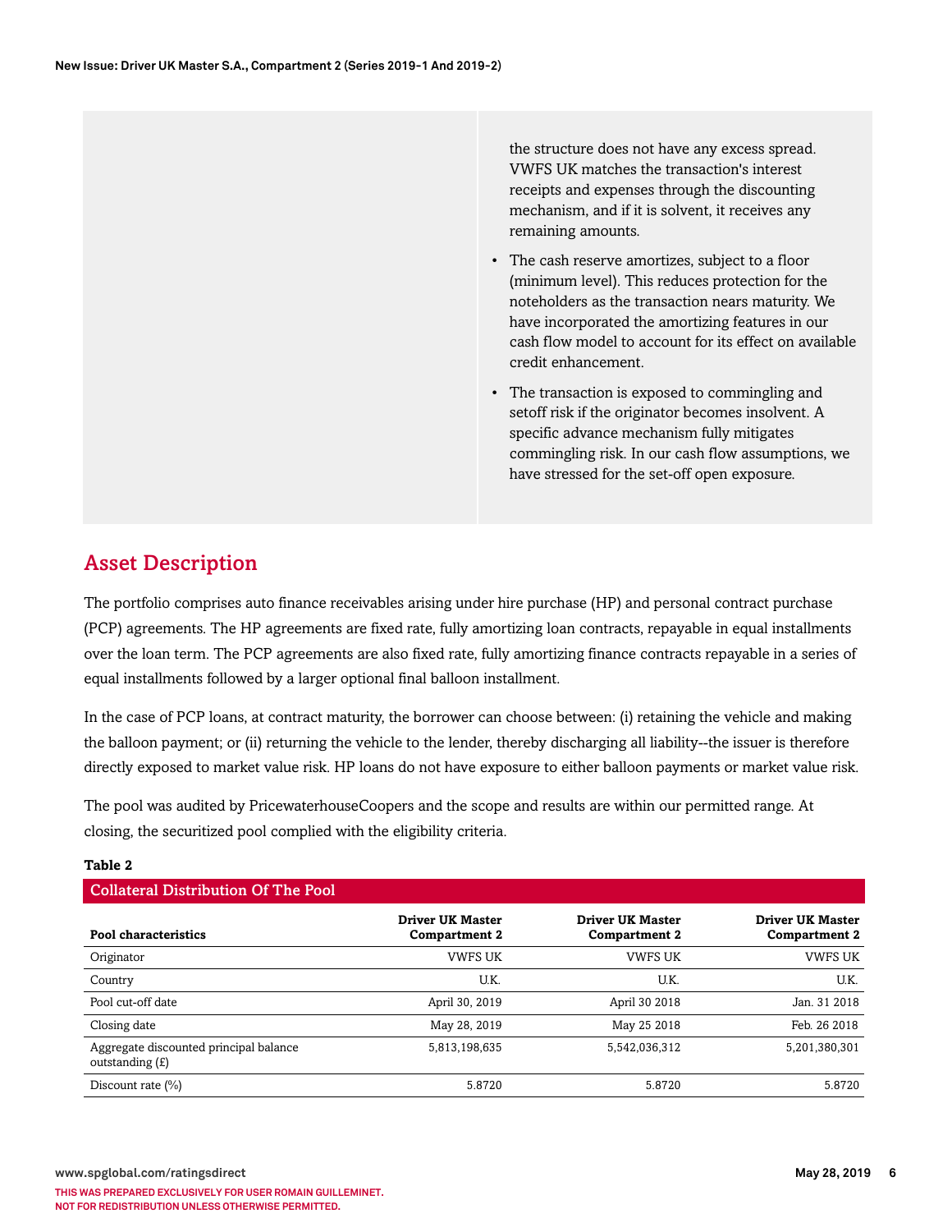the structure does not have any excess spread. VWFS UK matches the transaction's interest receipts and expenses through the discounting mechanism, and if it is solvent, it receives any remaining amounts.

- The cash reserve amortizes, subject to a floor (minimum level). This reduces protection for the noteholders as the transaction nears maturity. We have incorporated the amortizing features in our cash flow model to account for its effect on available credit enhancement.
- The transaction is exposed to commingling and setoff risk if the originator becomes insolvent. A specific advance mechanism fully mitigates commingling risk. In our cash flow assumptions, we have stressed for the set-off open exposure.

## Asset Description

The portfolio comprises auto finance receivables arising under hire purchase (HP) and personal contract purchase (PCP) agreements. The HP agreements are fixed rate, fully amortizing loan contracts, repayable in equal installments over the loan term. The PCP agreements are also fixed rate, fully amortizing finance contracts repayable in a series of equal installments followed by a larger optional final balloon installment.

In the case of PCP loans, at contract maturity, the borrower can choose between: (i) retaining the vehicle and making the balloon payment; or (ii) returning the vehicle to the lender, thereby discharging all liability--the issuer is therefore directly exposed to market value risk. HP loans do not have exposure to either balloon payments or market value risk.

The pool was audited by PricewaterhouseCoopers and the scope and results are within our permitted range. At closing, the securitized pool complied with the eligibility criteria.

**Table 2**

**Collateral Distribution Of The Pool**

| Pool characteristics | Driver UK Master Compartment 2 | Driver UK Master Compartment 2 | Driver UK Master Compartment 2 |
|---|---|---|---|
| Originator | VWFS UK | VWFS UK | VWFS UK |
| Country | U.K. | U.K. | U.K. |
| Pool cut-off date | April 30, 2019 | April 30 2018 | Jan. 31 2018 |
| Closing date | May 28, 2019 | May 25 2018 | Feb. 26 2018 |
| Aggregate discounted principal balance outstanding (£) | 5,813,198,635 | 5,542,036,312 | 5,201,380,301 |
| Discount rate (%) | 5.8720 | 5.8720 | 5.8720 |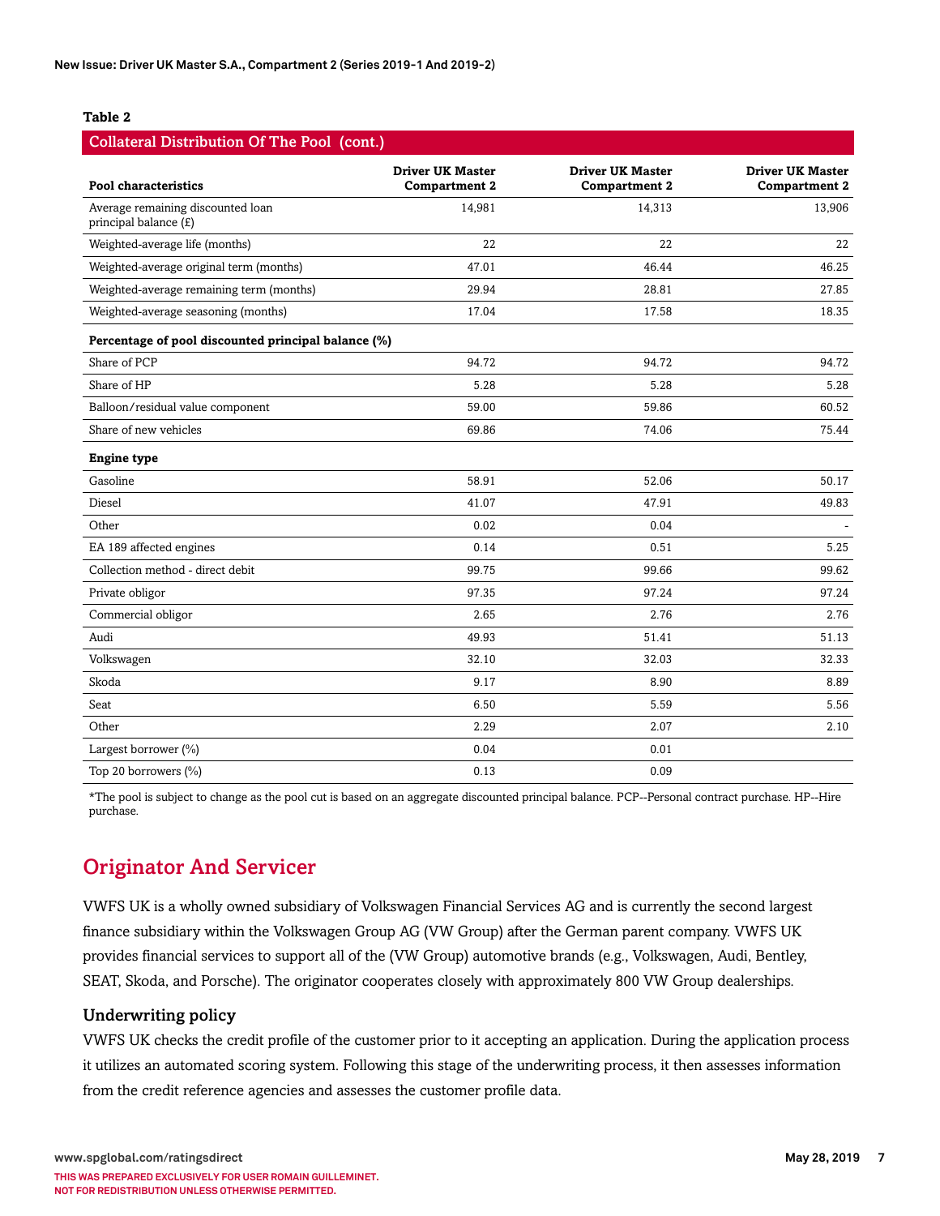**Table 2**

| Collateral Distribution Of The Pool (cont.) | | | |
|---|---|---|---|
| **Pool characteristics** | **Driver UK Master Compartment 2** | **Driver UK Master Compartment 2** | **Driver UK Master Compartment 2** |
| Average remaining discounted loan principal balance (£) | 14,981 | 14,313 | 13,906 |
| Weighted-average life (months) | 22 | 22 | 22 |
| Weighted-average original term (months) | 47.01 | 46.44 | 46.25 |
| Weighted-average remaining term (months) | 29.94 | 28.81 | 27.85 |
| Weighted-average seasoning (months) | 17.04 | 17.58 | 18.35 |
| **Percentage of pool discounted principal balance (%)** | | | |
| Share of PCP | 94.72 | 94.72 | 94.72 |
| Share of HP | 5.28 | 5.28 | 5.28 |
| Balloon/residual value component | 59.00 | 59.86 | 60.52 |
| Share of new vehicles | 69.86 | 74.06 | 75.44 |
| **Engine type** | | | |
| Gasoline | 58.91 | 52.06 | 50.17 |
| Diesel | 41.07 | 47.91 | 49.83 |
| Other | 0.02 | 0.04 | - |
| EA 189 affected engines | 0.14 | 0.51 | 5.25 |
| Collection method - direct debit | 99.75 | 99.66 | 99.62 |
| Private obligor | 97.35 | 97.24 | 97.24 |
| Commercial obligor | 2.65 | 2.76 | 2.76 |
| Audi | 49.93 | 51.41 | 51.13 |
| Volkswagen | 32.10 | 32.03 | 32.33 |
| Skoda | 9.17 | 8.90 | 8.89 |
| Seat | 6.50 | 5.59 | 5.56 |
| Other | 2.29 | 2.07 | 2.10 |
| Largest borrower (%) | 0.04 | 0.01 | |
| Top 20 borrowers (%) | 0.13 | 0.09 | |

*The pool is subject to change as the pool cut is based on an aggregate discounted principal balance. PCP--Personal contract purchase. HP--Hire purchase.

## Originator And Servicer

VWFS UK is a wholly owned subsidiary of Volkswagen Financial Services AG and is currently the second largest finance subsidiary within the Volkswagen Group AG (VW Group) after the German parent company. VWFS UK provides financial services to support all of the (VW Group) automotive brands (e.g., Volkswagen, Audi, Bentley, SEAT, Skoda, and Porsche). The originator cooperates closely with approximately 800 VW Group dealerships.

### Underwriting policy

VWFS UK checks the credit profile of the customer prior to it accepting an application. During the application process it utilizes an automated scoring system. Following this stage of the underwriting process, it then assesses information from the credit reference agencies and assesses the customer profile data.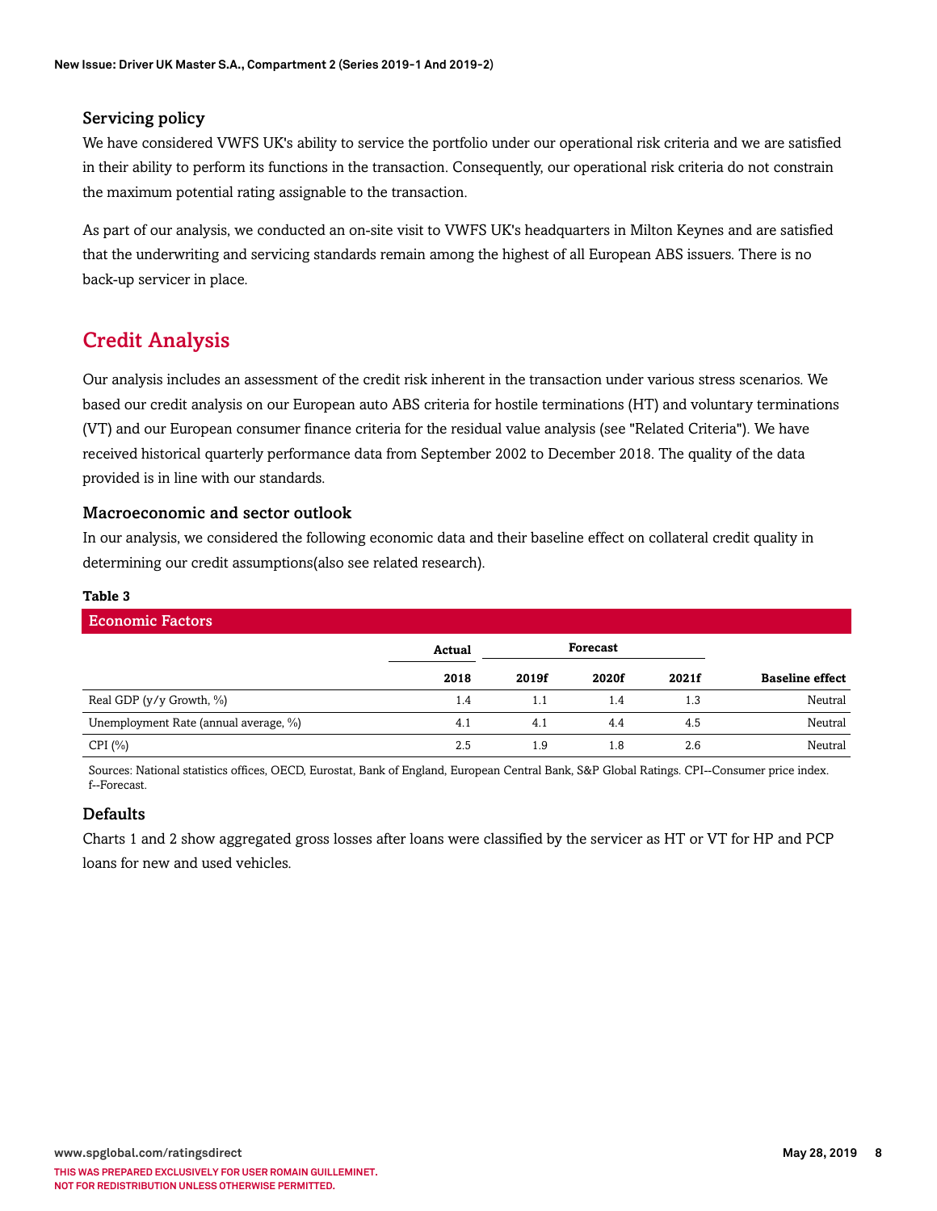### Servicing policy

We have considered VWFS UK's ability to service the portfolio under our operational risk criteria and we are satisfied in their ability to perform its functions in the transaction. Consequently, our operational risk criteria do not constrain the maximum potential rating assignable to the transaction.

As part of our analysis, we conducted an on-site visit to VWFS UK's headquarters in Milton Keynes and are satisfied that the underwriting and servicing standards remain among the highest of all European ABS issuers. There is no back-up servicer in place.

## Credit Analysis

Our analysis includes an assessment of the credit risk inherent in the transaction under various stress scenarios. We based our credit analysis on our European auto ABS criteria for hostile terminations (HT) and voluntary terminations (VT) and our European consumer finance criteria for the residual value analysis (see "Related Criteria"). We have received historical quarterly performance data from September 2002 to December 2018. The quality of the data provided is in line with our standards.

### Macroeconomic and sector outlook

In our analysis, we considered the following economic data and their baseline effect on collateral credit quality in determining our credit assumptions(also see related research).

**Table 3**

**Economic Factors**

| | Actual | Forecast | | | |
|---|---|---|---|---|---|
| | 2018 | 2019f | 2020f | 2021f | Baseline effect |
| Real GDP (y/y Growth, %) | 1.4 | 1.1 | 1.4 | 1.3 | Neutral |
| Unemployment Rate (annual average, %) | 4.1 | 4.1 | 4.4 | 4.5 | Neutral |
| CPI (%) | 2.5 | 1.9 | 1.8 | 2.6 | Neutral |

Sources: National statistics offices, OECD, Eurostat, Bank of England, European Central Bank, S&P Global Ratings. CPI--Consumer price index. f--Forecast.

### Defaults

Charts 1 and 2 show aggregated gross losses after loans were classified by the servicer as HT or VT for HP and PCP loans for new and used vehicles.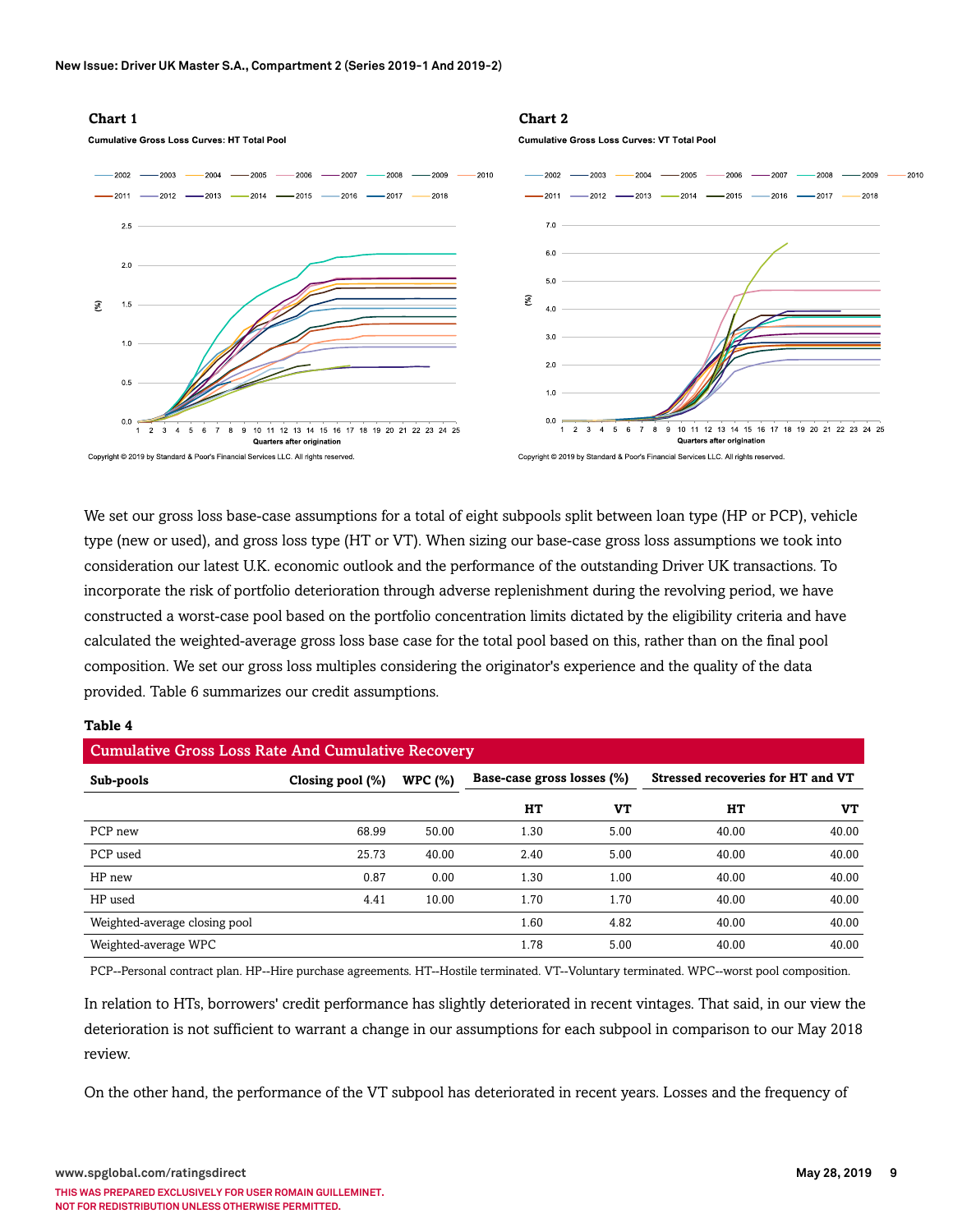### Chart 1

**Cumulative Gross Loss Curves: HT Total Pool**

Copyright © 2019 by Standard & Poor's Financial Services LLC. All rights reserved.

### Chart 2

**Cumulative Gross Loss Curves: VT Total Pool**

Copyright © 2019 by Standard & Poor's Financial Services LLC. All rights reserved.

We set our gross loss base-case assumptions for a total of eight subpools split between loan type (HP or PCP), vehicle type (new or used), and gross loss type (HT or VT). When sizing our base-case gross loss assumptions we took into consideration our latest U.K. economic outlook and the performance of the outstanding Driver UK transactions. To incorporate the risk of portfolio deterioration through adverse replenishment during the revolving period, we have constructed a worst-case pool based on the portfolio concentration limits dictated by the eligibility criteria and have calculated the weighted-average gross loss base case for the total pool based on this, rather than on the final pool composition. We set our gross loss multiples considering the originator's experience and the quality of the data provided. Table 6 summarizes our credit assumptions.

**Table 4**

**Cumulative Gross Loss Rate And Cumulative Recovery**

| Sub-pools | Closing pool (%) | WPC (%) | Base-case gross losses (%) | | Stressed recoveries for HT and VT | |
|---|---|---|---|---|---|---|
| | | | HT | VT | HT | VT |
| PCP new | 68.99 | 50.00 | 1.30 | 5.00 | 40.00 | 40.00 |
| PCP used | 25.73 | 40.00 | 2.40 | 5.00 | 40.00 | 40.00 |
| HP new | 0.87 | 0.00 | 1.30 | 1.00 | 40.00 | 40.00 |
| HP used | 4.41 | 10.00 | 1.70 | 1.70 | 40.00 | 40.00 |
| Weighted-average closing pool | | | 1.60 | 4.82 | 40.00 | 40.00 |
| Weighted-average WPC | | | 1.78 | 5.00 | 40.00 | 40.00 |

PCP--Personal contract plan. HP--Hire purchase agreements. HT--Hostile terminated. VT--Voluntary terminated. WPC--worst pool composition.

In relation to HTs, borrowers' credit performance has slightly deteriorated in recent vintages. That said, in our view the deterioration is not sufficient to warrant a change in our assumptions for each subpool in comparison to our May 2018 review.

On the other hand, the performance of the VT subpool has deteriorated in recent years. Losses and the frequency of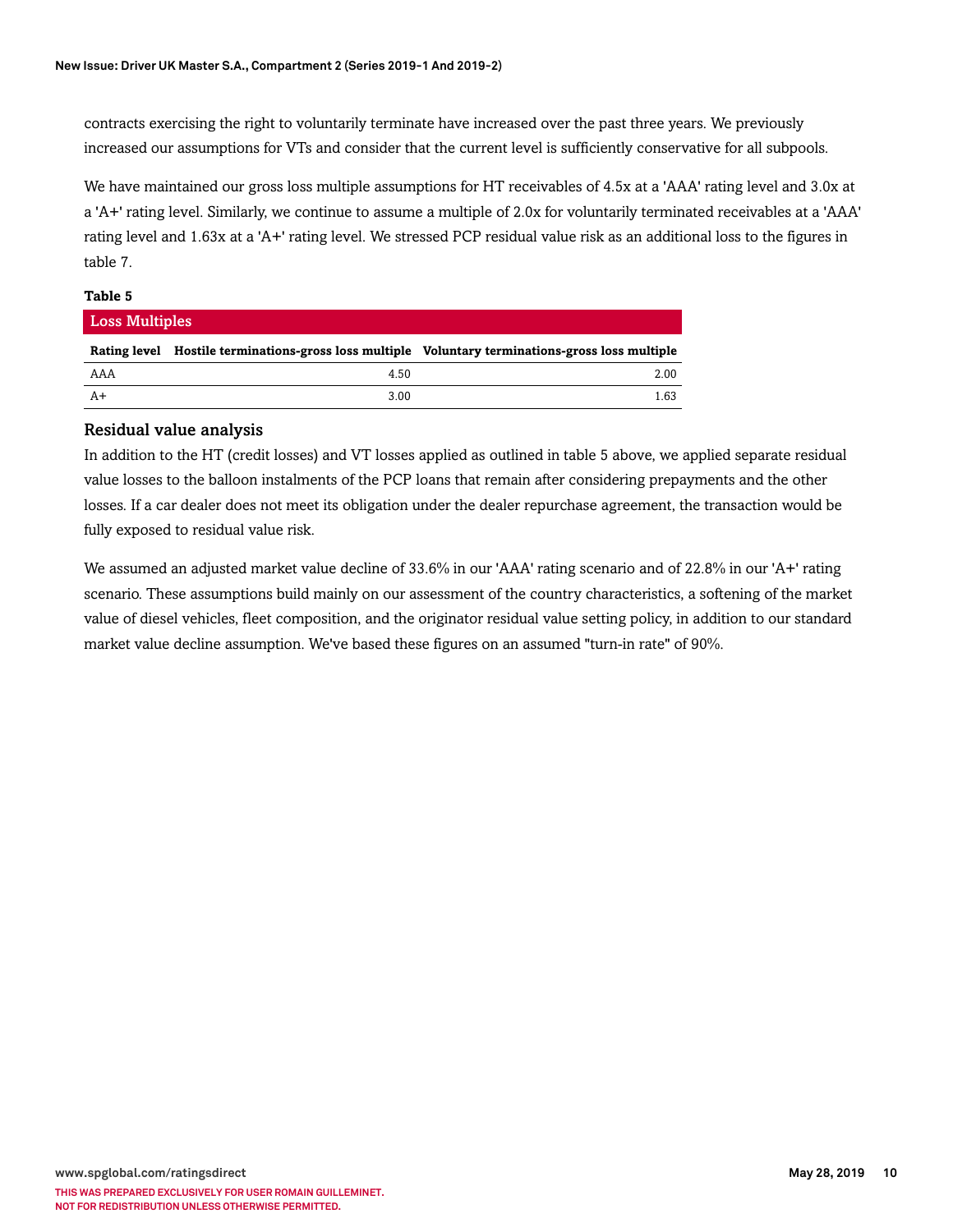contracts exercising the right to voluntarily terminate have increased over the past three years. We previously increased our assumptions for VTs and consider that the current level is sufficiently conservative for all subpools.

We have maintained our gross loss multiple assumptions for HT receivables of 4.5x at a 'AAA' rating level and 3.0x at a 'A+' rating level. Similarly, we continue to assume a multiple of 2.0x for voluntarily terminated receivables at a 'AAA' rating level and 1.63x at a 'A+' rating level. We stressed PCP residual value risk as an additional loss to the figures in table 7.

**Table 5**

**Loss Multiples**

| Rating level | Hostile terminations-gross loss multiple | Voluntary terminations-gross loss multiple |
|---|---|---|
| AAA | 4.50 | 2.00 |
| A+ | 3.00 | 1.63 |

### Residual value analysis

In addition to the HT (credit losses) and VT losses applied as outlined in table 5 above, we applied separate residual value losses to the balloon instalments of the PCP loans that remain after considering prepayments and the other losses. If a car dealer does not meet its obligation under the dealer repurchase agreement, the transaction would be fully exposed to residual value risk.

We assumed an adjusted market value decline of 33.6% in our 'AAA' rating scenario and of 22.8% in our 'A+' rating scenario. These assumptions build mainly on our assessment of the country characteristics, a softening of the market value of diesel vehicles, fleet composition, and the originator residual value setting policy, in addition to our standard market value decline assumption. We've based these figures on an assumed "turn-in rate" of 90%.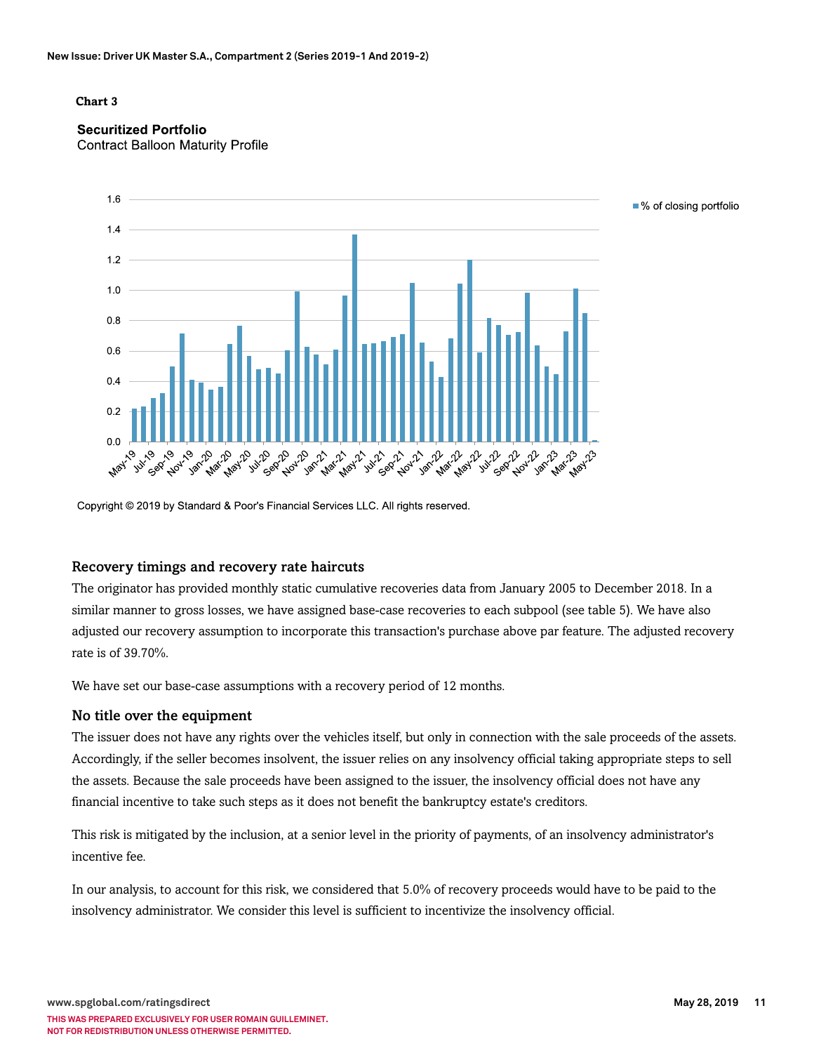**Chart 3**

**Securitized Portfolio**
Contract Balloon Maturity Profile

Copyright © 2019 by Standard & Poor's Financial Services LLC. All rights reserved.

### Recovery timings and recovery rate haircuts

The originator has provided monthly static cumulative recoveries data from January 2005 to December 2018. In a similar manner to gross losses, we have assigned base-case recoveries to each subpool (see table 5). We have also adjusted our recovery assumption to incorporate this transaction's purchase above par feature. The adjusted recovery rate is of 39.70%.

We have set our base-case assumptions with a recovery period of 12 months.

### No title over the equipment

The issuer does not have any rights over the vehicles itself, but only in connection with the sale proceeds of the assets. Accordingly, if the seller becomes insolvent, the issuer relies on any insolvency official taking appropriate steps to sell the assets. Because the sale proceeds have been assigned to the issuer, the insolvency official does not have any financial incentive to take such steps as it does not benefit the bankruptcy estate's creditors.

This risk is mitigated by the inclusion, at a senior level in the priority of payments, of an insolvency administrator's incentive fee.

In our analysis, to account for this risk, we considered that 5.0% of recovery proceeds would have to be paid to the insolvency administrator. We consider this level is sufficient to incentivize the insolvency official.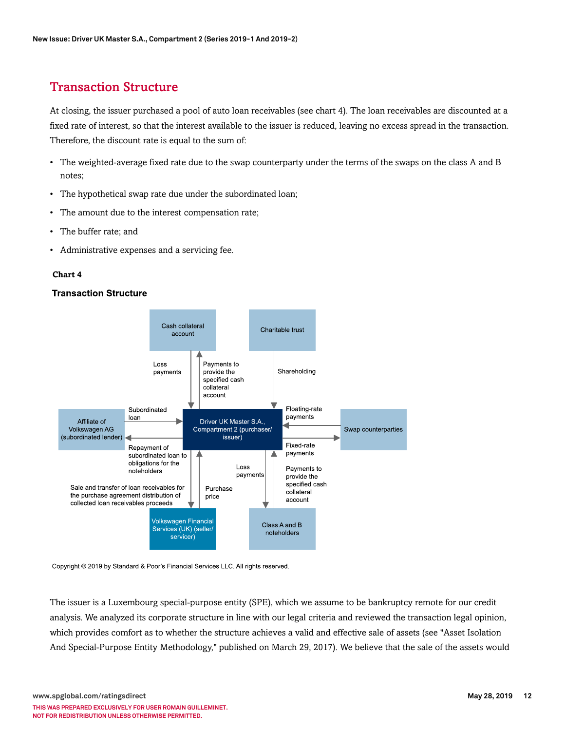## Transaction Structure

At closing, the issuer purchased a pool of auto loan receivables (see chart 4). The loan receivables are discounted at a fixed rate of interest, so that the interest available to the issuer is reduced, leaving no excess spread in the transaction. Therefore, the discount rate is equal to the sum of:

- The weighted-average fixed rate due to the swap counterparty under the terms of the swaps on the class A and B notes;
- The hypothetical swap rate due under the subordinated loan;
- The amount due to the interest compensation rate;
- The buffer rate; and
- Administrative expenses and a servicing fee.

**Chart 4**

**Transaction Structure**

Cash collateral account | Charitable trust | Loss payments | Payments to provide the specified cash collateral account | Shareholding | Affiliate of Volkswagen AG (subordinated lender) | Subordinated loan | Driver UK Master S.A., Compartment 2 (purchaser/issuer) | Floating-rate payments | Swap counterparties | Repayment of subordinated loan to obligations for the noteholders | Fixed-rate payments | Loss payments | Payments to provide the specified cash collateral account | Sale and transfer of loan receivables for the purchase agreement distribution of collected loan receivables proceeds | Purchase price | Volkswagen Financial Services (UK) (seller/servicer) | Class A and B noteholders

Copyright © 2019 by Standard & Poor's Financial Services LLC. All rights reserved.

The issuer is a Luxembourg special-purpose entity (SPE), which we assume to be bankruptcy remote for our credit analysis. We analyzed its corporate structure in line with our legal criteria and reviewed the transaction legal opinion, which provides comfort as to whether the structure achieves a valid and effective sale of assets (see "Asset Isolation And Special-Purpose Entity Methodology," published on March 29, 2017). We believe that the sale of the assets would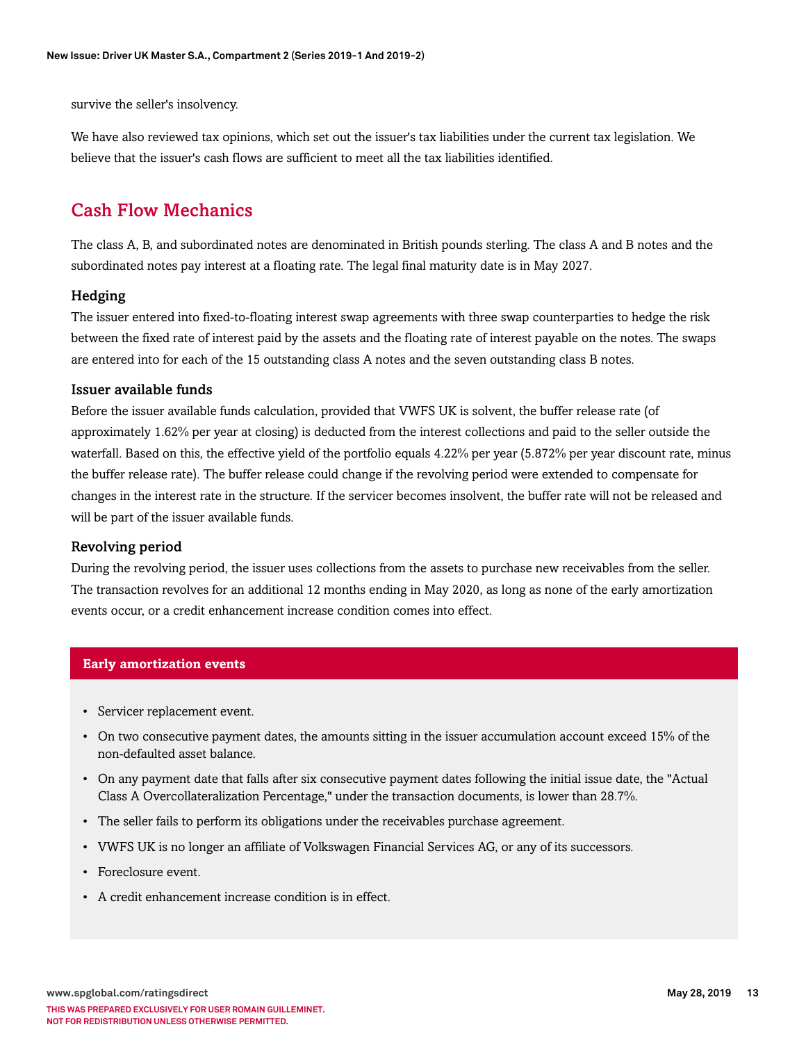survive the seller's insolvency.

We have also reviewed tax opinions, which set out the issuer's tax liabilities under the current tax legislation. We believe that the issuer's cash flows are sufficient to meet all the tax liabilities identified.

## Cash Flow Mechanics

The class A, B, and subordinated notes are denominated in British pounds sterling. The class A and B notes and the subordinated notes pay interest at a floating rate. The legal final maturity date is in May 2027.

### Hedging

The issuer entered into fixed-to-floating interest swap agreements with three swap counterparties to hedge the risk between the fixed rate of interest paid by the assets and the floating rate of interest payable on the notes. The swaps are entered into for each of the 15 outstanding class A notes and the seven outstanding class B notes.

### Issuer available funds

Before the issuer available funds calculation, provided that VWFS UK is solvent, the buffer release rate (of approximately 1.62% per year at closing) is deducted from the interest collections and paid to the seller outside the waterfall. Based on this, the effective yield of the portfolio equals 4.22% per year (5.872% per year discount rate, minus the buffer release rate). The buffer release could change if the revolving period were extended to compensate for changes in the interest rate in the structure. If the servicer becomes insolvent, the buffer rate will not be released and will be part of the issuer available funds.

### Revolving period

During the revolving period, the issuer uses collections from the assets to purchase new receivables from the seller. The transaction revolves for an additional 12 months ending in May 2020, as long as none of the early amortization events occur, or a credit enhancement increase condition comes into effect.

**Early amortization events**

- Servicer replacement event.
- On two consecutive payment dates, the amounts sitting in the issuer accumulation account exceed 15% of the non-defaulted asset balance.
- On any payment date that falls after six consecutive payment dates following the initial issue date, the "Actual Class A Overcollateralization Percentage," under the transaction documents, is lower than 28.7%.
- The seller fails to perform its obligations under the receivables purchase agreement.
- VWFS UK is no longer an affiliate of Volkswagen Financial Services AG, or any of its successors.
- Foreclosure event.
- A credit enhancement increase condition is in effect.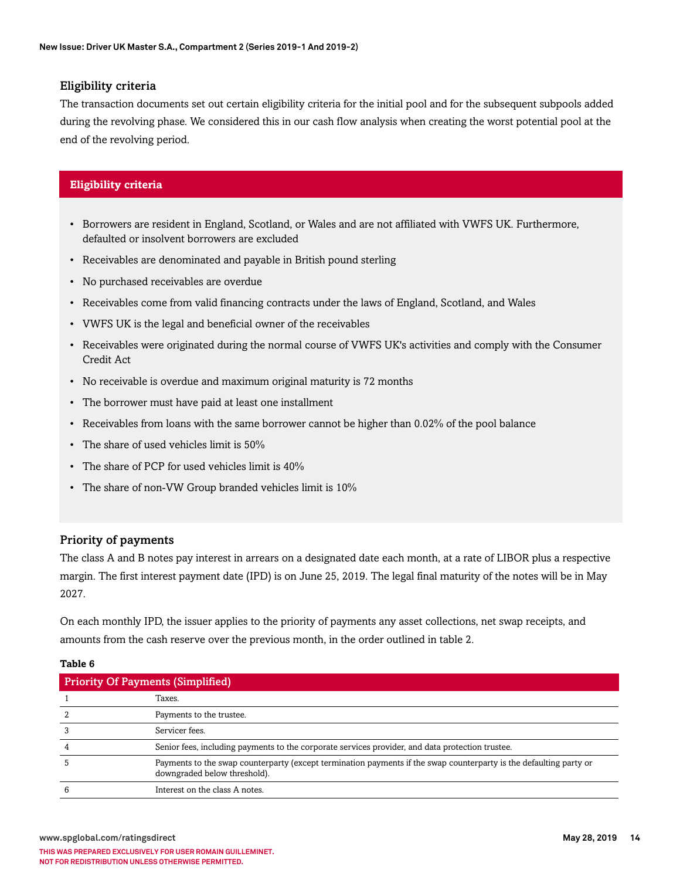### Eligibility criteria

The transaction documents set out certain eligibility criteria for the initial pool and for the subsequent subpools added during the revolving phase. We considered this in our cash flow analysis when creating the worst potential pool at the end of the revolving period.

**Eligibility criteria**

- Borrowers are resident in England, Scotland, or Wales and are not affiliated with VWFS UK. Furthermore, defaulted or insolvent borrowers are excluded
- Receivables are denominated and payable in British pound sterling
- No purchased receivables are overdue
- Receivables come from valid financing contracts under the laws of England, Scotland, and Wales
- VWFS UK is the legal and beneficial owner of the receivables
- Receivables were originated during the normal course of VWFS UK's activities and comply with the Consumer Credit Act
- No receivable is overdue and maximum original maturity is 72 months
- The borrower must have paid at least one installment
- Receivables from loans with the same borrower cannot be higher than 0.02% of the pool balance
- The share of used vehicles limit is 50%
- The share of PCP for used vehicles limit is 40%
- The share of non-VW Group branded vehicles limit is 10%

### Priority of payments

The class A and B notes pay interest in arrears on a designated date each month, at a rate of LIBOR plus a respective margin. The first interest payment date (IPD) is on June 25, 2019. The legal final maturity of the notes will be in May 2027.

On each monthly IPD, the issuer applies to the priority of payments any asset collections, net swap receipts, and amounts from the cash reserve over the previous month, in the order outlined in table 2.

**Table 6**

| Priority Of Payments (Simplified) | |
|---|---|
| 1 | Taxes. |
| 2 | Payments to the trustee. |
| 3 | Servicer fees. |
| 4 | Senior fees, including payments to the corporate services provider, and data protection trustee. |
| 5 | Payments to the swap counterparty (except termination payments if the swap counterparty is the defaulting party or downgraded below threshold). |
| 6 | Interest on the class A notes. |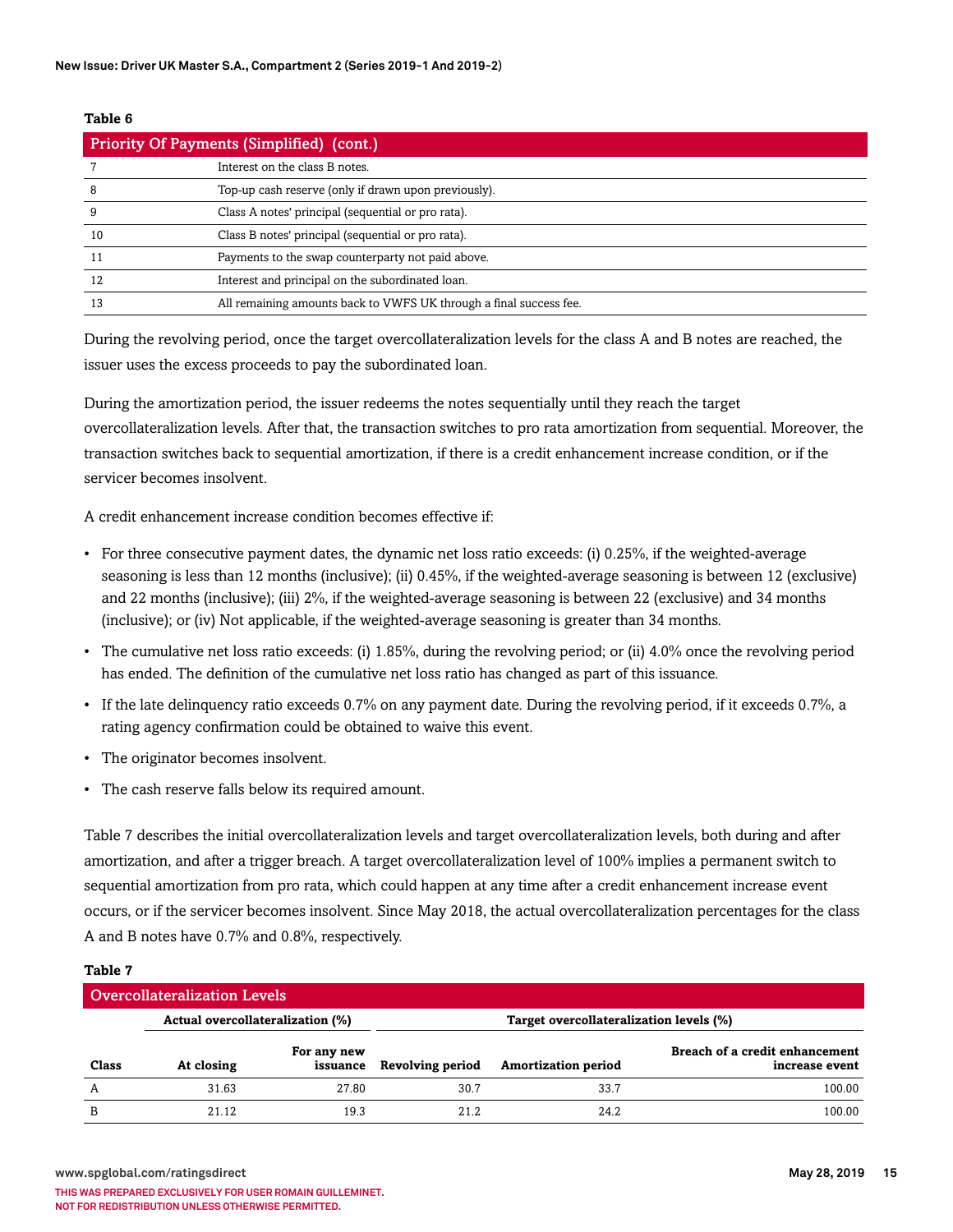**Table 6**

| Priority Of Payments (Simplified) (cont.) | |
|---|---|
| 7 | Interest on the class B notes. |
| 8 | Top-up cash reserve (only if drawn upon previously). |
| 9 | Class A notes' principal (sequential or pro rata). |
| 10 | Class B notes' principal (sequential or pro rata). |
| 11 | Payments to the swap counterparty not paid above. |
| 12 | Interest and principal on the subordinated loan. |
| 13 | All remaining amounts back to VWFS UK through a final success fee. |

During the revolving period, once the target overcollateralization levels for the class A and B notes are reached, the issuer uses the excess proceeds to pay the subordinated loan.

During the amortization period, the issuer redeems the notes sequentially until they reach the target overcollateralization levels. After that, the transaction switches to pro rata amortization from sequential. Moreover, the transaction switches back to sequential amortization, if there is a credit enhancement increase condition, or if the servicer becomes insolvent.

A credit enhancement increase condition becomes effective if:

- For three consecutive payment dates, the dynamic net loss ratio exceeds: (i) 0.25%, if the weighted-average seasoning is less than 12 months (inclusive); (ii) 0.45%, if the weighted-average seasoning is between 12 (exclusive) and 22 months (inclusive); (iii) 2%, if the weighted-average seasoning is between 22 (exclusive) and 34 months (inclusive); or (iv) Not applicable, if the weighted-average seasoning is greater than 34 months.
- The cumulative net loss ratio exceeds: (i) 1.85%, during the revolving period; or (ii) 4.0% once the revolving period has ended. The definition of the cumulative net loss ratio has changed as part of this issuance.
- If the late delinquency ratio exceeds 0.7% on any payment date. During the revolving period, if it exceeds 0.7%, a rating agency confirmation could be obtained to waive this event.
- The originator becomes insolvent.
- The cash reserve falls below its required amount.

Table 7 describes the initial overcollateralization levels and target overcollateralization levels, both during and after amortization, and after a trigger breach. A target overcollateralization level of 100% implies a permanent switch to sequential amortization from pro rata, which could happen at any time after a credit enhancement increase event occurs, or if the servicer becomes insolvent. Since May 2018, the actual overcollateralization percentages for the class A and B notes have 0.7% and 0.8%, respectively.

**Table 7**

| Overcollateralization Levels | | | | | |
|---|---|---|---|---|---|
| | Actual overcollateralization (%) | | Target overcollateralization levels (%) | | |
| Class | At closing | For any new issuance | Revolving period | Amortization period | Breach of a credit enhancement increase event |
| A | 31.63 | 27.80 | 30.7 | 33.7 | 100.00 |
| B | 21.12 | 19.3 | 21.2 | 24.2 | 100.00 |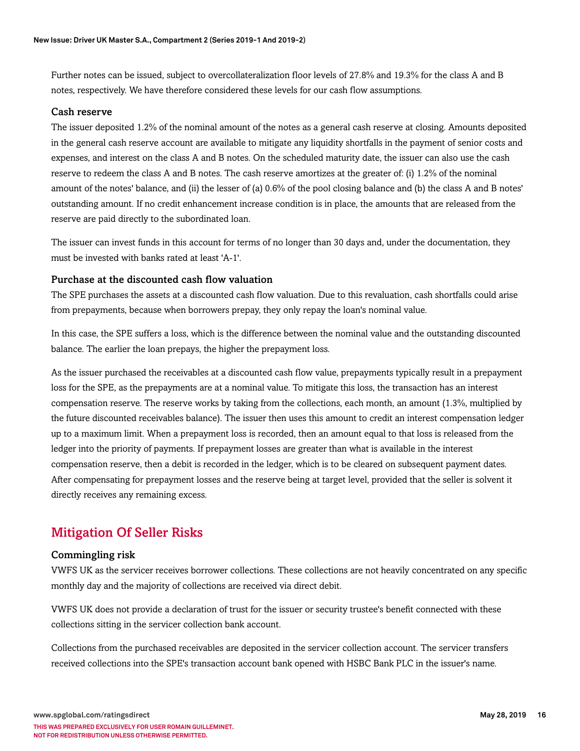Further notes can be issued, subject to overcollateralization floor levels of 27.8% and 19.3% for the class A and B notes, respectively. We have therefore considered these levels for our cash flow assumptions.

### Cash reserve

The issuer deposited 1.2% of the nominal amount of the notes as a general cash reserve at closing. Amounts deposited in the general cash reserve account are available to mitigate any liquidity shortfalls in the payment of senior costs and expenses, and interest on the class A and B notes. On the scheduled maturity date, the issuer can also use the cash reserve to redeem the class A and B notes. The cash reserve amortizes at the greater of: (i) 1.2% of the nominal amount of the notes' balance, and (ii) the lesser of (a) 0.6% of the pool closing balance and (b) the class A and B notes' outstanding amount. If no credit enhancement increase condition is in place, the amounts that are released from the reserve are paid directly to the subordinated loan.

The issuer can invest funds in this account for terms of no longer than 30 days and, under the documentation, they must be invested with banks rated at least 'A-1'.

### Purchase at the discounted cash flow valuation

The SPE purchases the assets at a discounted cash flow valuation. Due to this revaluation, cash shortfalls could arise from prepayments, because when borrowers prepay, they only repay the loan's nominal value.

In this case, the SPE suffers a loss, which is the difference between the nominal value and the outstanding discounted balance. The earlier the loan prepays, the higher the prepayment loss.

As the issuer purchased the receivables at a discounted cash flow value, prepayments typically result in a prepayment loss for the SPE, as the prepayments are at a nominal value. To mitigate this loss, the transaction has an interest compensation reserve. The reserve works by taking from the collections, each month, an amount (1.3%, multiplied by the future discounted receivables balance). The issuer then uses this amount to credit an interest compensation ledger up to a maximum limit. When a prepayment loss is recorded, then an amount equal to that loss is released from the ledger into the priority of payments. If prepayment losses are greater than what is available in the interest compensation reserve, then a debit is recorded in the ledger, which is to be cleared on subsequent payment dates. After compensating for prepayment losses and the reserve being at target level, provided that the seller is solvent it directly receives any remaining excess.

## Mitigation Of Seller Risks

### Commingling risk

VWFS UK as the servicer receives borrower collections. These collections are not heavily concentrated on any specific monthly day and the majority of collections are received via direct debit.

VWFS UK does not provide a declaration of trust for the issuer or security trustee's benefit connected with these collections sitting in the servicer collection bank account.

Collections from the purchased receivables are deposited in the servicer collection account. The servicer transfers received collections into the SPE's transaction account bank opened with HSBC Bank PLC in the issuer's name.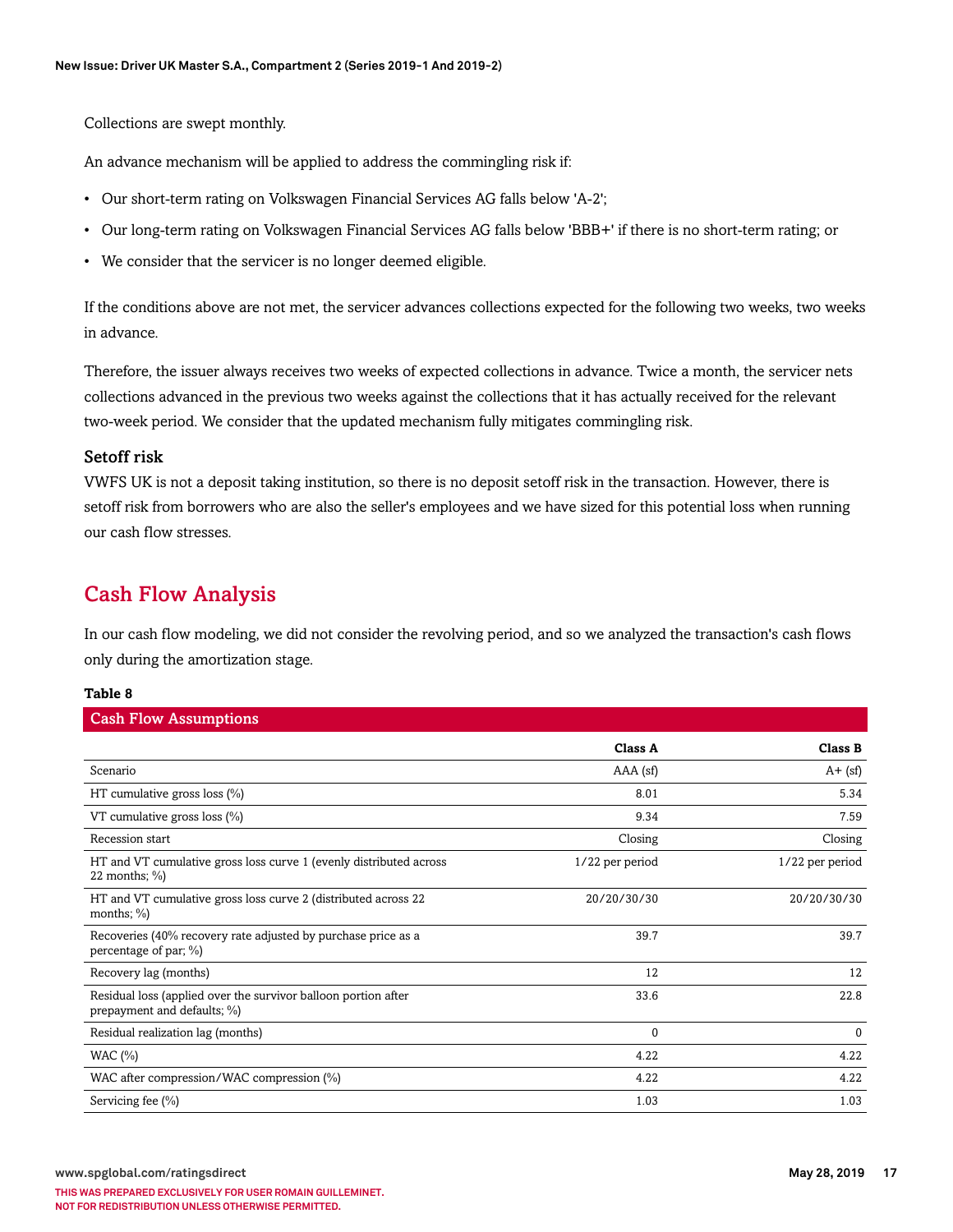Collections are swept monthly.

An advance mechanism will be applied to address the commingling risk if:

- Our short-term rating on Volkswagen Financial Services AG falls below 'A-2';
- Our long-term rating on Volkswagen Financial Services AG falls below 'BBB+' if there is no short-term rating; or
- We consider that the servicer is no longer deemed eligible.

If the conditions above are not met, the servicer advances collections expected for the following two weeks, two weeks in advance.

Therefore, the issuer always receives two weeks of expected collections in advance. Twice a month, the servicer nets collections advanced in the previous two weeks against the collections that it has actually received for the relevant two-week period. We consider that the updated mechanism fully mitigates commingling risk.

### Setoff risk

VWFS UK is not a deposit taking institution, so there is no deposit setoff risk in the transaction. However, there is setoff risk from borrowers who are also the seller's employees and we have sized for this potential loss when running our cash flow stresses.

## Cash Flow Analysis

In our cash flow modeling, we did not consider the revolving period, and so we analyzed the transaction's cash flows only during the amortization stage.

**Table 8**

**Cash Flow Assumptions**

| | Class A | Class B |
|---|---|---|
| Scenario | AAA (sf) | A+ (sf) |
| HT cumulative gross loss (%) | 8.01 | 5.34 |
| VT cumulative gross loss (%) | 9.34 | 7.59 |
| Recession start | Closing | Closing |
| HT and VT cumulative gross loss curve 1 (evenly distributed across 22 months; %) | 1/22 per period | 1/22 per period |
| HT and VT cumulative gross loss curve 2 (distributed across 22 months; %) | 20/20/30/30 | 20/20/30/30 |
| Recoveries (40% recovery rate adjusted by purchase price as a percentage of par; %) | 39.7 | 39.7 |
| Recovery lag (months) | 12 | 12 |
| Residual loss (applied over the survivor balloon portion after prepayment and defaults; %) | 33.6 | 22.8 |
| Residual realization lag (months) | 0 | 0 |
| WAC (%) | 4.22 | 4.22 |
| WAC after compression/WAC compression (%) | 4.22 | 4.22 |
| Servicing fee (%) | 1.03 | 1.03 |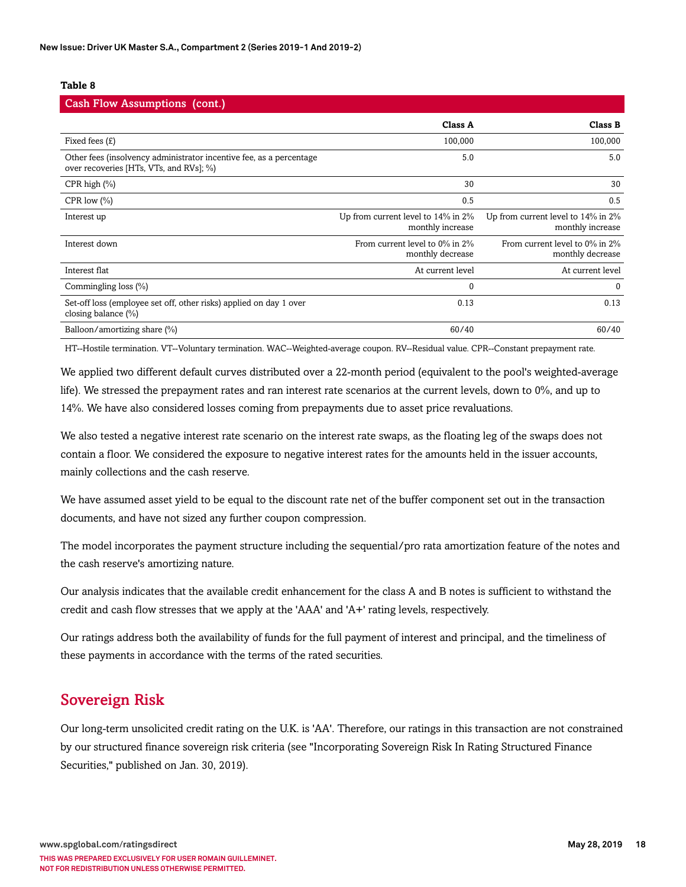**Table 8**

| Cash Flow Assumptions (cont.) | | |
|---|---|---|
| | **Class A** | **Class B** |
| Fixed fees (£) | 100,000 | 100,000 |
| Other fees (insolvency administrator incentive fee, as a percentage over recoveries [HTs, VTs, and RVs]; %) | 5.0 | 5.0 |
| CPR high (%) | 30 | 30 |
| CPR low (%) | 0.5 | 0.5 |
| Interest up | Up from current level to 14% in 2% monthly increase | Up from current level to 14% in 2% monthly increase |
| Interest down | From current level to 0% in 2% monthly decrease | From current level to 0% in 2% monthly decrease |
| Interest flat | At current level | At current level |
| Commingling loss (%) | 0 | 0 |
| Set-off loss (employee set off, other risks) applied on day 1 over closing balance (%) | 0.13 | 0.13 |
| Balloon/amortizing share (%) | 60/40 | 60/40 |

HT--Hostile termination. VT--Voluntary termination. WAC--Weighted-average coupon. RV--Residual value. CPR--Constant prepayment rate.

We applied two different default curves distributed over a 22-month period (equivalent to the pool's weighted-average life). We stressed the prepayment rates and ran interest rate scenarios at the current levels, down to 0%, and up to 14%. We have also considered losses coming from prepayments due to asset price revaluations.

We also tested a negative interest rate scenario on the interest rate swaps, as the floating leg of the swaps does not contain a floor. We considered the exposure to negative interest rates for the amounts held in the issuer accounts, mainly collections and the cash reserve.

We have assumed asset yield to be equal to the discount rate net of the buffer component set out in the transaction documents, and have not sized any further coupon compression.

The model incorporates the payment structure including the sequential/pro rata amortization feature of the notes and the cash reserve's amortizing nature.

Our analysis indicates that the available credit enhancement for the class A and B notes is sufficient to withstand the credit and cash flow stresses that we apply at the 'AAA' and 'A+' rating levels, respectively.

Our ratings address both the availability of funds for the full payment of interest and principal, and the timeliness of these payments in accordance with the terms of the rated securities.

## Sovereign Risk

Our long-term unsolicited credit rating on the U.K. is 'AA'. Therefore, our ratings in this transaction are not constrained by our structured finance sovereign risk criteria (see "Incorporating Sovereign Risk In Rating Structured Finance Securities," published on Jan. 30, 2019).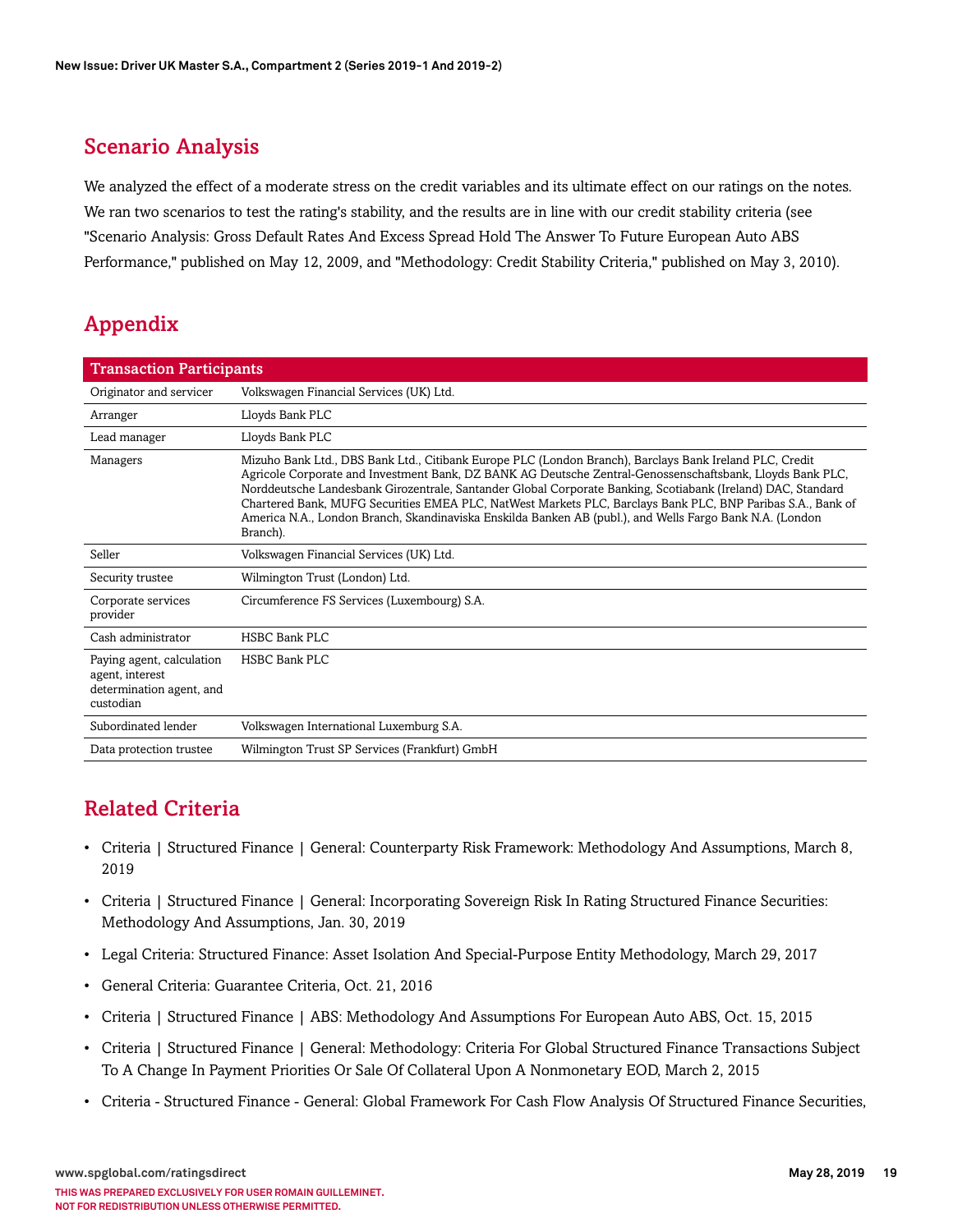## Scenario Analysis

We analyzed the effect of a moderate stress on the credit variables and its ultimate effect on our ratings on the notes. We ran two scenarios to test the rating's stability, and the results are in line with our credit stability criteria (see "Scenario Analysis: Gross Default Rates And Excess Spread Hold The Answer To Future European Auto ABS Performance," published on May 12, 2009, and "Methodology: Credit Stability Criteria," published on May 3, 2010).

## Appendix

| Transaction Participants | |
|---|---|
| Originator and servicer | Volkswagen Financial Services (UK) Ltd. |
| Arranger | Lloyds Bank PLC |
| Lead manager | Lloyds Bank PLC |
| Managers | Mizuho Bank Ltd., DBS Bank Ltd., Citibank Europe PLC (London Branch), Barclays Bank Ireland PLC, Credit Agricole Corporate and Investment Bank, DZ BANK AG Deutsche Zentral-Genossenschaftsbank, Lloyds Bank PLC, Norddeutsche Landesbank Girozentrale, Santander Global Corporate Banking, Scotiabank (Ireland) DAC, Standard Chartered Bank, MUFG Securities EMEA PLC, NatWest Markets PLC, Barclays Bank PLC, BNP Paribas S.A., Bank of America N.A., London Branch, Skandinaviska Enskilda Banken AB (publ.), and Wells Fargo Bank N.A. (London Branch). |
| Seller | Volkswagen Financial Services (UK) Ltd. |
| Security trustee | Wilmington Trust (London) Ltd. |
| Corporate services provider | Circumference FS Services (Luxembourg) S.A. |
| Cash administrator | HSBC Bank PLC |
| Paying agent, calculation agent, interest determination agent, and custodian | HSBC Bank PLC |
| Subordinated lender | Volkswagen International Luxemburg S.A. |
| Data protection trustee | Wilmington Trust SP Services (Frankfurt) GmbH |

## Related Criteria

- Criteria | Structured Finance | General: Counterparty Risk Framework: Methodology And Assumptions, March 8, 2019
- Criteria | Structured Finance | General: Incorporating Sovereign Risk In Rating Structured Finance Securities: Methodology And Assumptions, Jan. 30, 2019
- Legal Criteria: Structured Finance: Asset Isolation And Special-Purpose Entity Methodology, March 29, 2017
- General Criteria: Guarantee Criteria, Oct. 21, 2016
- Criteria | Structured Finance | ABS: Methodology And Assumptions For European Auto ABS, Oct. 15, 2015
- Criteria | Structured Finance | General: Methodology: Criteria For Global Structured Finance Transactions Subject To A Change In Payment Priorities Or Sale Of Collateral Upon A Nonmonetary EOD, March 2, 2015
- Criteria - Structured Finance - General: Global Framework For Cash Flow Analysis Of Structured Finance Securities,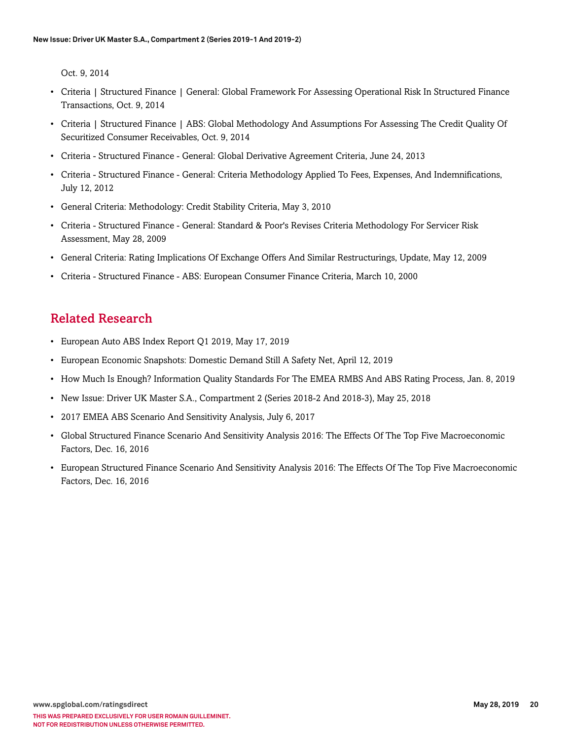Oct. 9, 2014

- Criteria | Structured Finance | General: Global Framework For Assessing Operational Risk In Structured Finance Transactions, Oct. 9, 2014
- Criteria | Structured Finance | ABS: Global Methodology And Assumptions For Assessing The Credit Quality Of Securitized Consumer Receivables, Oct. 9, 2014
- Criteria - Structured Finance - General: Global Derivative Agreement Criteria, June 24, 2013
- Criteria - Structured Finance - General: Criteria Methodology Applied To Fees, Expenses, And Indemnifications, July 12, 2012
- General Criteria: Methodology: Credit Stability Criteria, May 3, 2010
- Criteria - Structured Finance - General: Standard & Poor's Revises Criteria Methodology For Servicer Risk Assessment, May 28, 2009
- General Criteria: Rating Implications Of Exchange Offers And Similar Restructurings, Update, May 12, 2009
- Criteria - Structured Finance - ABS: European Consumer Finance Criteria, March 10, 2000

## Related Research

- European Auto ABS Index Report Q1 2019, May 17, 2019
- European Economic Snapshots: Domestic Demand Still A Safety Net, April 12, 2019
- How Much Is Enough? Information Quality Standards For The EMEA RMBS And ABS Rating Process, Jan. 8, 2019
- New Issue: Driver UK Master S.A., Compartment 2 (Series 2018-2 And 2018-3), May 25, 2018
- 2017 EMEA ABS Scenario And Sensitivity Analysis, July 6, 2017
- Global Structured Finance Scenario And Sensitivity Analysis 2016: The Effects Of The Top Five Macroeconomic Factors, Dec. 16, 2016
- European Structured Finance Scenario And Sensitivity Analysis 2016: The Effects Of The Top Five Macroeconomic Factors, Dec. 16, 2016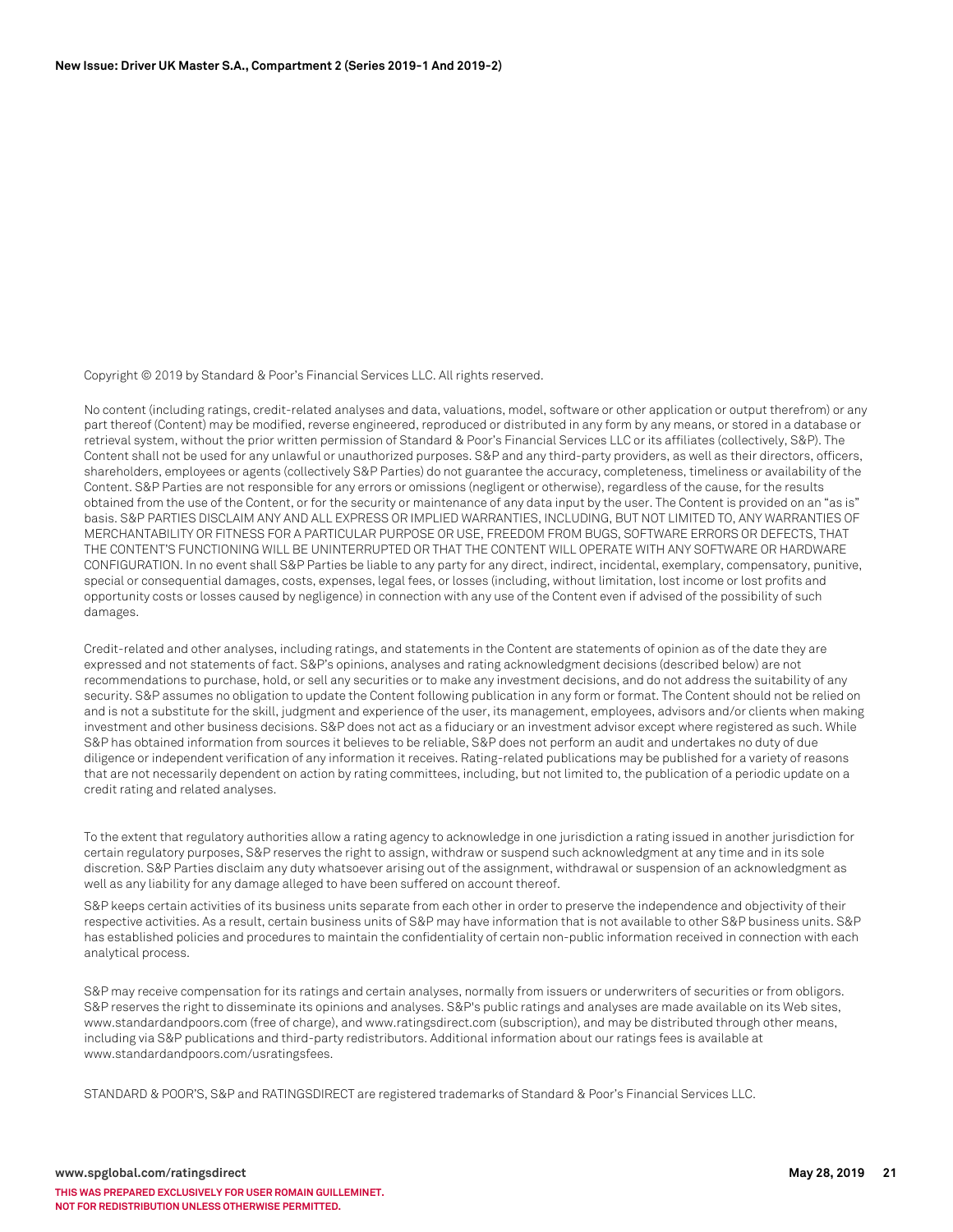Copyright © 2019 by Standard & Poor's Financial Services LLC. All rights reserved.

No content (including ratings, credit-related analyses and data, valuations, model, software or other application or output therefrom) or any part thereof (Content) may be modified, reverse engineered, reproduced or distributed in any form by any means, or stored in a database or retrieval system, without the prior written permission of Standard & Poor's Financial Services LLC or its affiliates (collectively, S&P). The Content shall not be used for any unlawful or unauthorized purposes. S&P and any third-party providers, as well as their directors, officers, shareholders, employees or agents (collectively S&P Parties) do not guarantee the accuracy, completeness, timeliness or availability of the Content. S&P Parties are not responsible for any errors or omissions (negligent or otherwise), regardless of the cause, for the results obtained from the use of the Content, or for the security or maintenance of any data input by the user. The Content is provided on an "as is" basis. S&P PARTIES DISCLAIM ANY AND ALL EXPRESS OR IMPLIED WARRANTIES, INCLUDING, BUT NOT LIMITED TO, ANY WARRANTIES OF MERCHANTABILITY OR FITNESS FOR A PARTICULAR PURPOSE OR USE, FREEDOM FROM BUGS, SOFTWARE ERRORS OR DEFECTS, THAT THE CONTENT'S FUNCTIONING WILL BE UNINTERRUPTED OR THAT THE CONTENT WILL OPERATE WITH ANY SOFTWARE OR HARDWARE CONFIGURATION. In no event shall S&P Parties be liable to any party for any direct, indirect, incidental, exemplary, compensatory, punitive, special or consequential damages, costs, expenses, legal fees, or losses (including, without limitation, lost income or lost profits and opportunity costs or losses caused by negligence) in connection with any use of the Content even if advised of the possibility of such damages.

Credit-related and other analyses, including ratings, and statements in the Content are statements of opinion as of the date they are expressed and not statements of fact. S&P's opinions, analyses and rating acknowledgment decisions (described below) are not recommendations to purchase, hold, or sell any securities or to make any investment decisions, and do not address the suitability of any security. S&P assumes no obligation to update the Content following publication in any form or format. The Content should not be relied on and is not a substitute for the skill, judgment and experience of the user, its management, employees, advisors and/or clients when making investment and other business decisions. S&P does not act as a fiduciary or an investment advisor except where registered as such. While S&P has obtained information from sources it believes to be reliable, S&P does not perform an audit and undertakes no duty of due diligence or independent verification of any information it receives. Rating-related publications may be published for a variety of reasons that are not necessarily dependent on action by rating committees, including, but not limited to, the publication of a periodic update on a credit rating and related analyses.

To the extent that regulatory authorities allow a rating agency to acknowledge in one jurisdiction a rating issued in another jurisdiction for certain regulatory purposes, S&P reserves the right to assign, withdraw or suspend such acknowledgment at any time and in its sole discretion. S&P Parties disclaim any duty whatsoever arising out of the assignment, withdrawal or suspension of an acknowledgment as well as any liability for any damage alleged to have been suffered on account thereof.

S&P keeps certain activities of its business units separate from each other in order to preserve the independence and objectivity of their respective activities. As a result, certain business units of S&P may have information that is not available to other S&P business units. S&P has established policies and procedures to maintain the confidentiality of certain non-public information received in connection with each analytical process.

S&P may receive compensation for its ratings and certain analyses, normally from issuers or underwriters of securities or from obligors. S&P reserves the right to disseminate its opinions and analyses. S&P's public ratings and analyses are made available on its Web sites, www.standardandpoors.com (free of charge), and www.ratingsdirect.com (subscription), and may be distributed through other means, including via S&P publications and third-party redistributors. Additional information about our ratings fees is available at www.standardandpoors.com/usratingsfees.

STANDARD & POOR'S, S&P and RATINGSDIRECT are registered trademarks of Standard & Poor's Financial Services LLC.